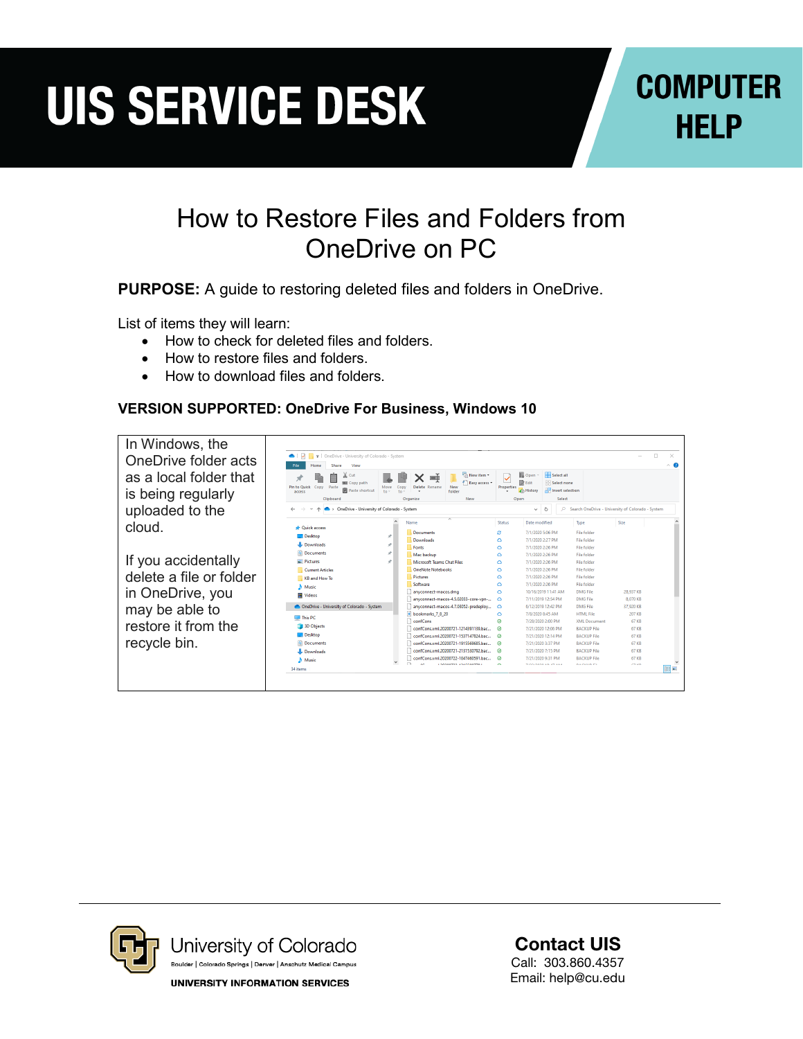# UIS SERVICE DESK

**COMPUTER HELP**

## How to Restore Files and Folders from OneDrive on PC

**PURPOSE:** A guide to restoring deleted files and folders in OneDrive.

List of items they will learn:

- How to check for deleted files and folders.
- How to restore files and folders.
- How to download files and folders.

**VERSION SUPPORTED: OneDrive For Business, Windows 10**

| | |
|---|---|
| In Windows, the OneDrive folder acts as a local folder that is being regularly uploaded to the cloud.<br><br>If you accidentally delete a file or folder in OneDrive, you may be able to restore it from the recycle bin. | |

University of Colorado
Boulder | Colorado Springs | Denver | Anschutz Medical Campus
UNIVERSITY INFORMATION SERVICES

**Contact UIS**
Call: 303.860.4357
Email: help@cu.edu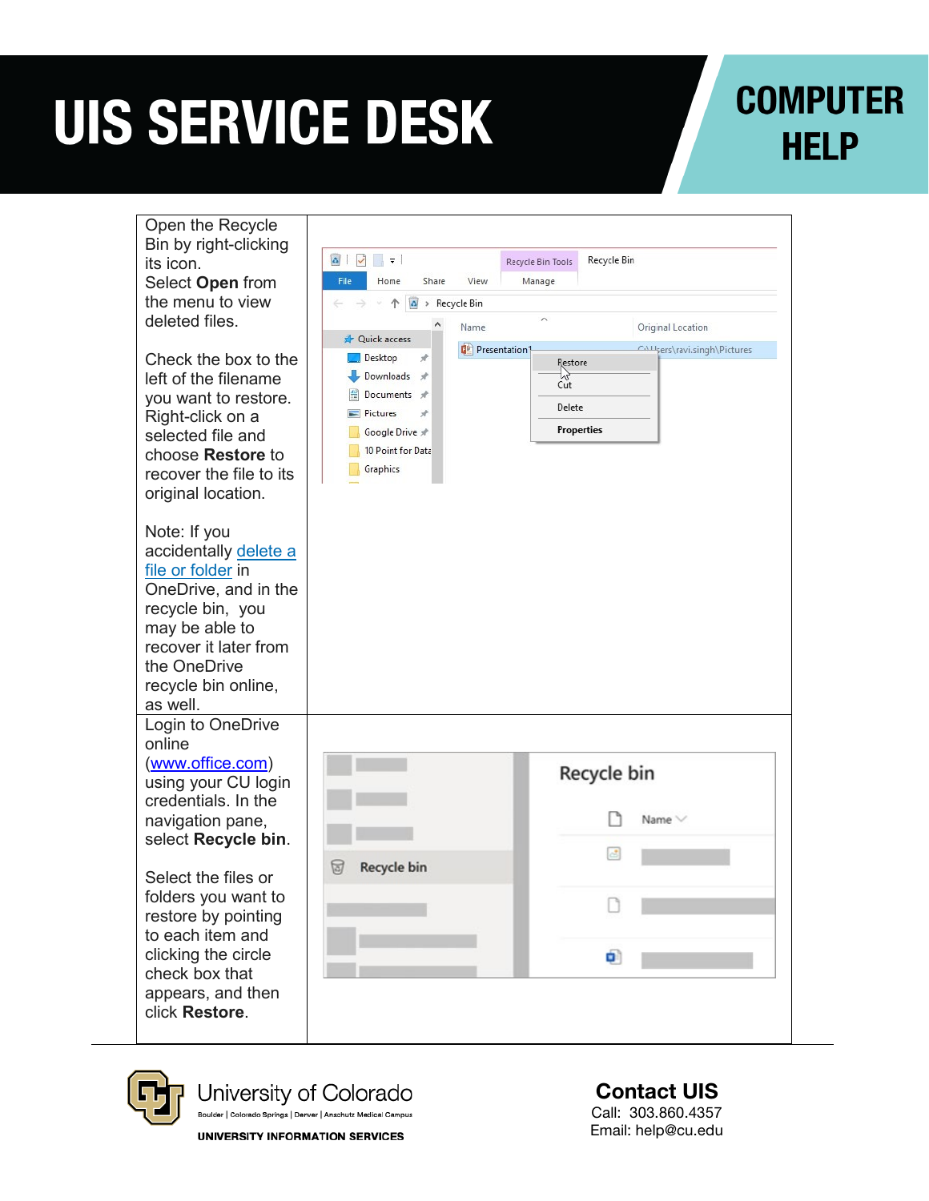Open the Recycle Bin by right-clicking its icon. Select **Open** from the menu to view deleted files.

Check the box to the left of the filename you want to restore. Right-click on a selected file and choose **Restore** to recover the file to its original location.

Note: If you accidentally delete a file or folder in OneDrive, and in the recycle bin, you may be able to recover it later from the OneDrive recycle bin online, as well.

Login to OneDrive online (www.office.com) using your CU login credentials. In the navigation pane, select **Recycle bin**.

Select the files or folders you want to restore by pointing to each item and clicking the circle check box that appears, and then click **Restore**.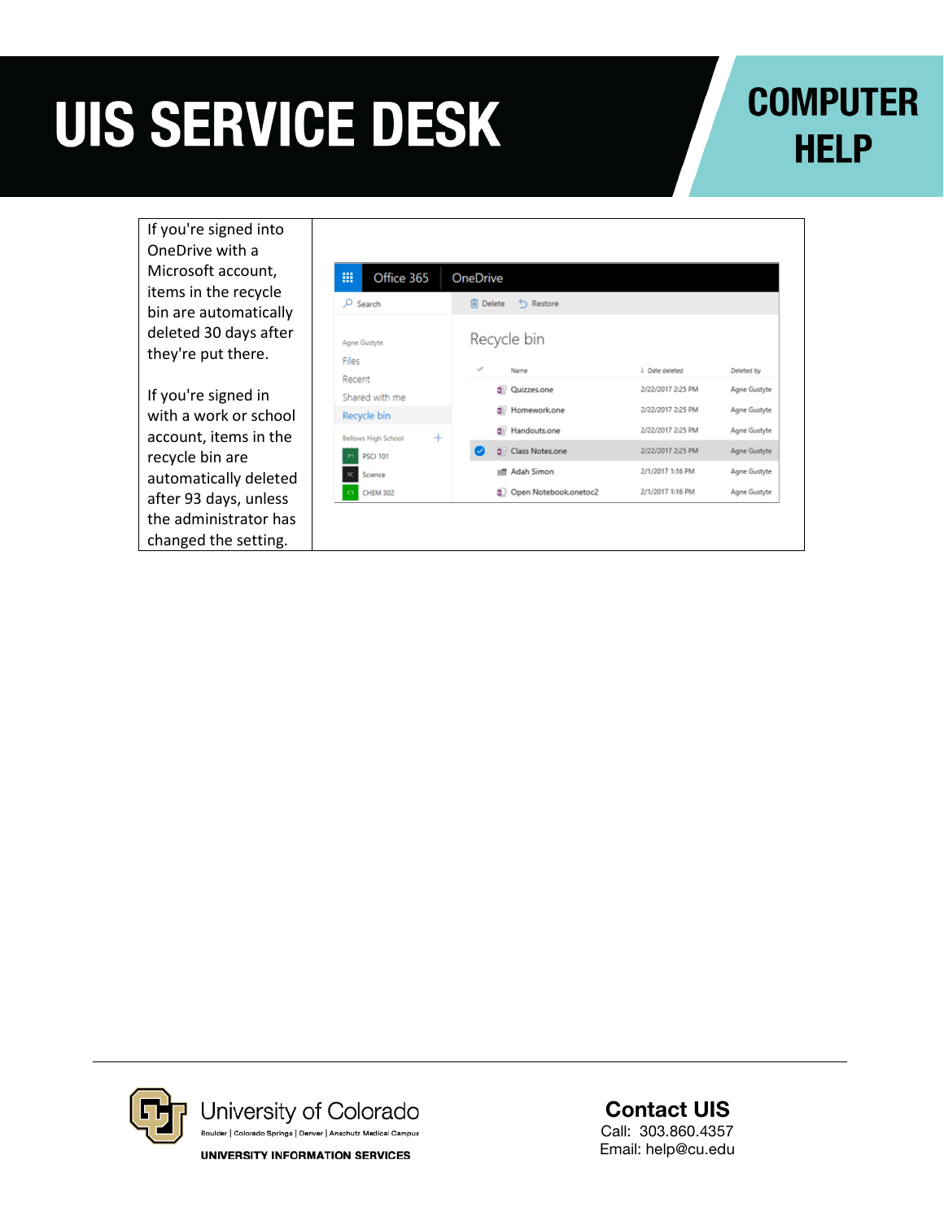| | |
|---|---|
| If you're signed into OneDrive with a Microsoft account, items in the recycle bin are automatically deleted 30 days after they're put there.<br><br>If you're signed in with a work or school account, items in the recycle bin are automatically deleted after 93 days, unless the administrator has changed the setting. | |